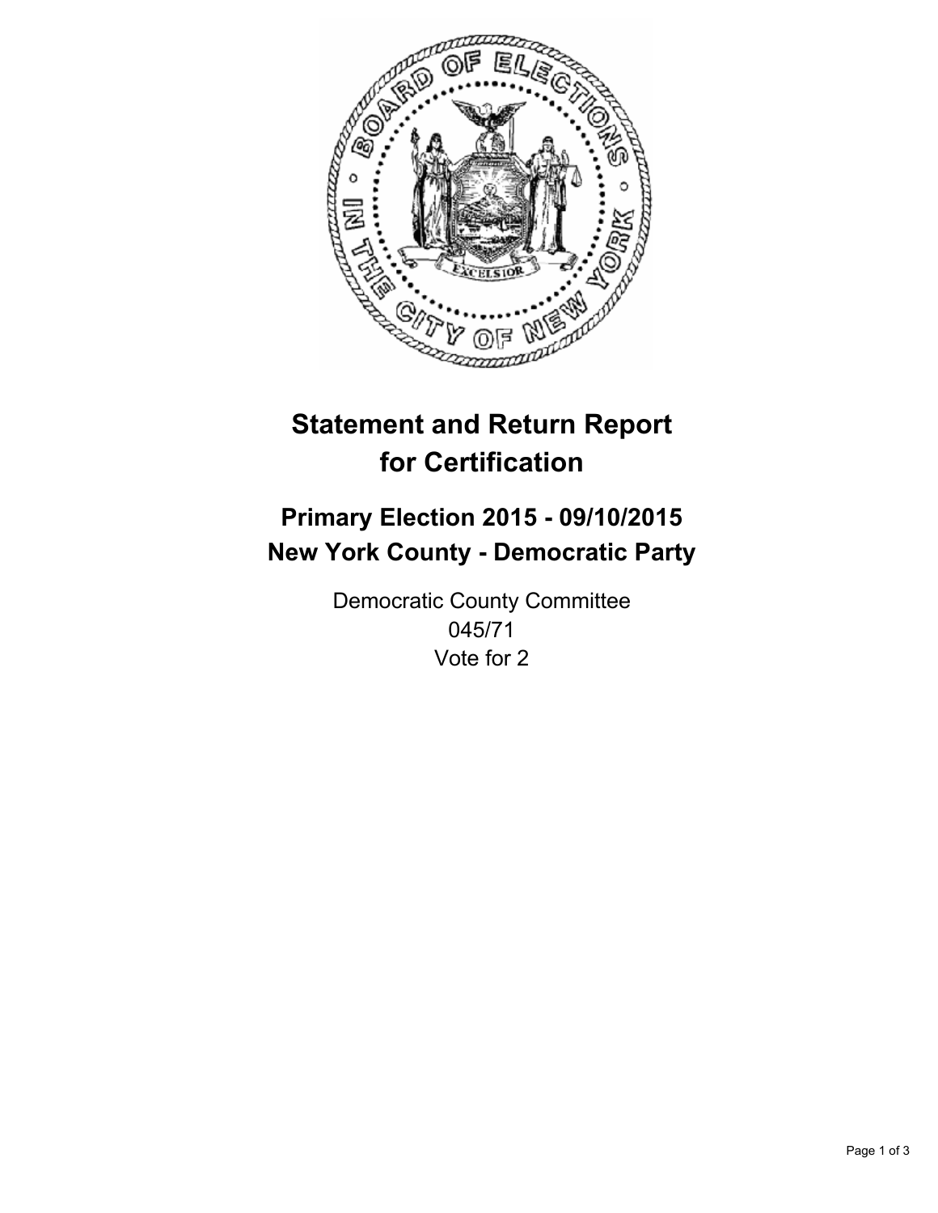# Statement and Return Report for Certification

## Primary Election 2015 - 09/10/2015
## New York County - Democratic Party

Democratic County Committee
045/71
Vote for 2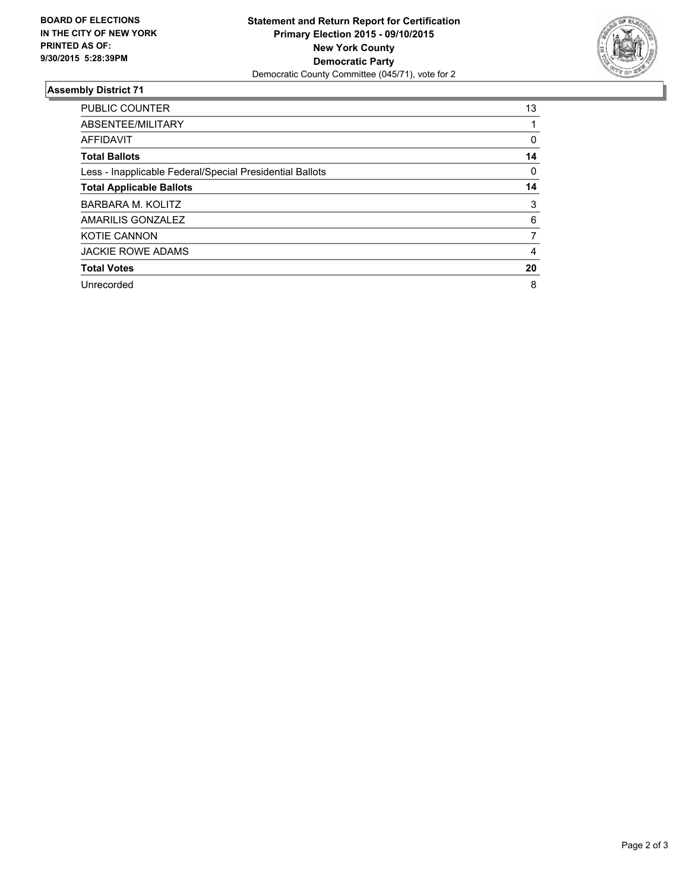**BOARD OF ELECTIONS IN THE CITY OF NEW YORK PRINTED AS OF: 9/30/2015 5:28:39PM**

**Statement and Return Report for Certification**
**Primary Election 2015 - 09/10/2015**
**New York County**
**Democratic Party**
Democratic County Committee (045/71), vote for 2

## Assembly District 71

| | |
|---|---|
| PUBLIC COUNTER | 13 |
| ABSENTEE/MILITARY | 1 |
| AFFIDAVIT | 0 |
| **Total Ballots** | **14** |
| Less - Inapplicable Federal/Special Presidential Ballots | 0 |
| **Total Applicable Ballots** | **14** |
| BARBARA M. KOLITZ | 3 |
| AMARILIS GONZALEZ | 6 |
| KOTIE CANNON | 7 |
| JACKIE ROWE ADAMS | 4 |
| **Total Votes** | **20** |
| Unrecorded | 8 |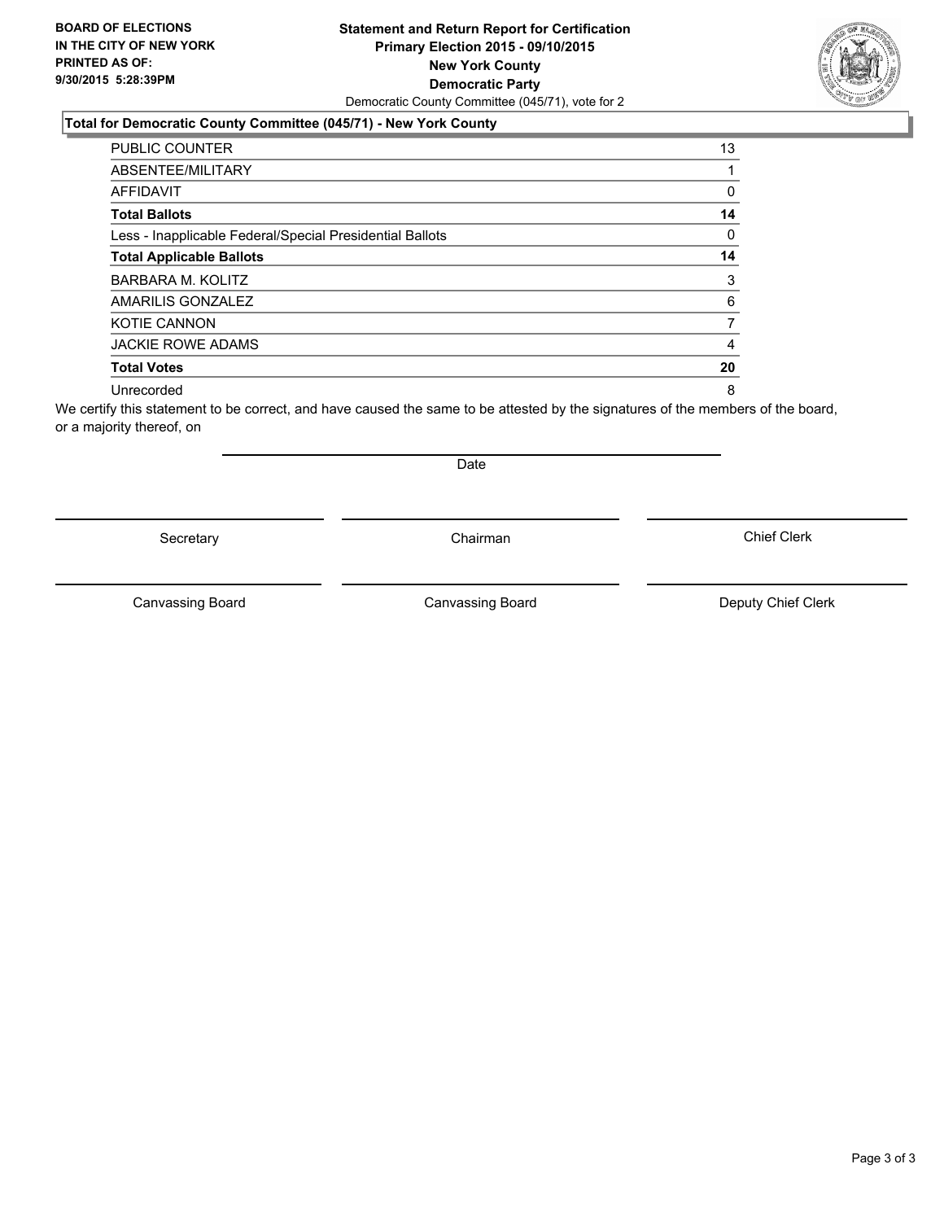**BOARD OF ELECTIONS IN THE CITY OF NEW YORK PRINTED AS OF: 9/30/2015 5:28:39PM**

**Statement and Return Report for Certification**
**Primary Election 2015 - 09/10/2015**
**New York County**
**Democratic Party**
Democratic County Committee (045/71), vote for 2

### Total for Democratic County Committee (045/71) - New York County

| | |
|---|---|
| PUBLIC COUNTER | 13 |
| ABSENTEE/MILITARY | 1 |
| AFFIDAVIT | 0 |
| **Total Ballots** | **14** |
| Less - Inapplicable Federal/Special Presidential Ballots | 0 |
| **Total Applicable Ballots** | **14** |
| BARBARA M. KOLITZ | 3 |
| AMARILIS GONZALEZ | 6 |
| KOTIE CANNON | 7 |
| JACKIE ROWE ADAMS | 4 |
| **Total Votes** | **20** |
| Unrecorded | 8 |

We certify this statement to be correct, and have caused the same to be attested by the signatures of the members of the board, or a majority thereof, on

Date

Secretary

Chairman

Chief Clerk

Canvassing Board

Canvassing Board

Deputy Chief Clerk